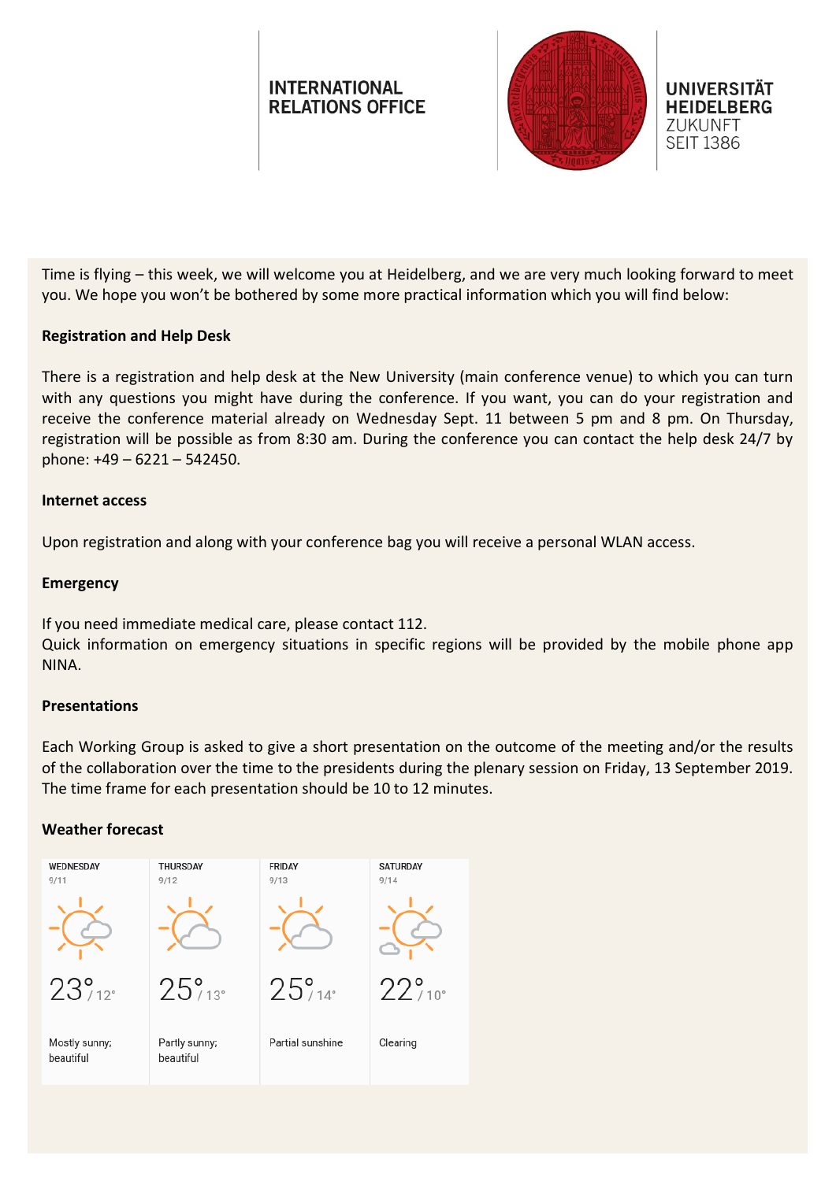INTERNATIONAL RELATIONS OFFICE

UNIVERSITÄT HEIDELBERG
ZUKUNFT
SEIT 1386

Time is flying – this week, we will welcome you at Heidelberg, and we are very much looking forward to meet you. We hope you won't be bothered by some more practical information which you will find below:

**Registration and Help Desk**

There is a registration and help desk at the New University (main conference venue) to which you can turn with any questions you might have during the conference. If you want, you can do your registration and receive the conference material already on Wednesday Sept. 11 between 5 pm and 8 pm. On Thursday, registration will be possible as from 8:30 am. During the conference you can contact the help desk 24/7 by phone: +49 – 6221 – 542450.

**Internet access**

Upon registration and along with your conference bag you will receive a personal WLAN access.

**Emergency**

If you need immediate medical care, please contact 112.
Quick information on emergency situations in specific regions will be provided by the mobile phone app NINA.

**Presentations**

Each Working Group is asked to give a short presentation on the outcome of the meeting and/or the results of the collaboration over the time to the presidents during the plenary session on Friday, 13 September 2019. The time frame for each presentation should be 10 to 12 minutes.

**Weather forecast**

| WEDNESDAY 9/11 | THURSDAY 9/12 | FRIDAY 9/13 | SATURDAY 9/14 |
|---|---|---|---|
| 23° / 12° | 25° / 13° | 25° / 14° | 22° / 10° |
| Mostly sunny; beautiful | Partly sunny; beautiful | Partial sunshine | Clearing |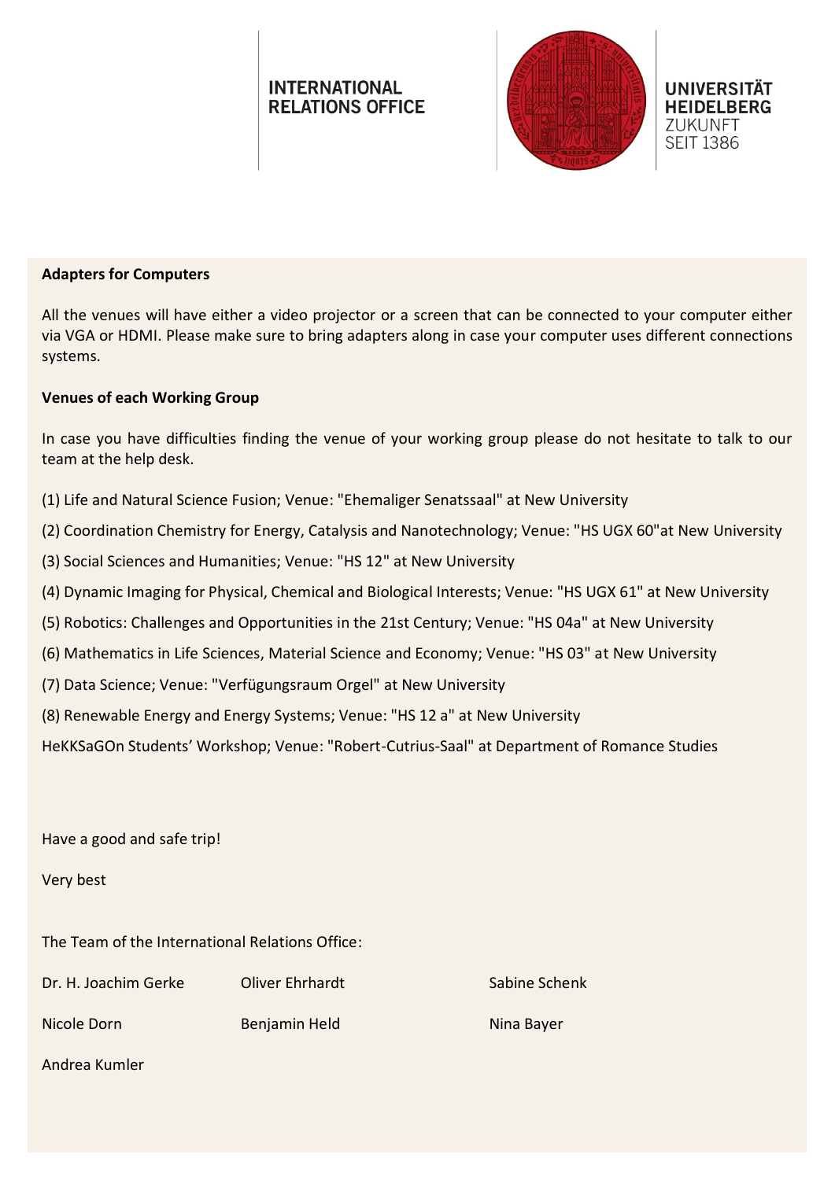INTERNATIONAL RELATIONS OFFICE

UNIVERSITÄT HEIDELBERG ZUKUNFT SEIT 1386

**Adapters for Computers**

All the venues will have either a video projector or a screen that can be connected to your computer either via VGA or HDMI. Please make sure to bring adapters along in case your computer uses different connections systems.

**Venues of each Working Group**

In case you have difficulties finding the venue of your working group please do not hesitate to talk to our team at the help desk.

(1) Life and Natural Science Fusion; Venue: "Ehemaliger Senatssaal" at New University

(2) Coordination Chemistry for Energy, Catalysis and Nanotechnology; Venue: "HS UGX 60"at New University

(3) Social Sciences and Humanities; Venue: "HS 12" at New University

(4) Dynamic Imaging for Physical, Chemical and Biological Interests; Venue: "HS UGX 61" at New University

(5) Robotics: Challenges and Opportunities in the 21st Century; Venue: "HS 04a" at New University

(6) Mathematics in Life Sciences, Material Science and Economy; Venue: "HS 03" at New University

(7) Data Science; Venue: "Verfügungsraum Orgel" at New University

(8) Renewable Energy and Energy Systems; Venue: "HS 12 a" at New University

HeKKSaGOn Students' Workshop; Venue: "Robert-Cutrius-Saal" at Department of Romance Studies

Have a good and safe trip!

Very best

The Team of the International Relations Office:

Dr. H. Joachim Gerke

Oliver Ehrhardt

Sabine Schenk

Nicole Dorn

Benjamin Held

Nina Bayer

Andrea Kumler